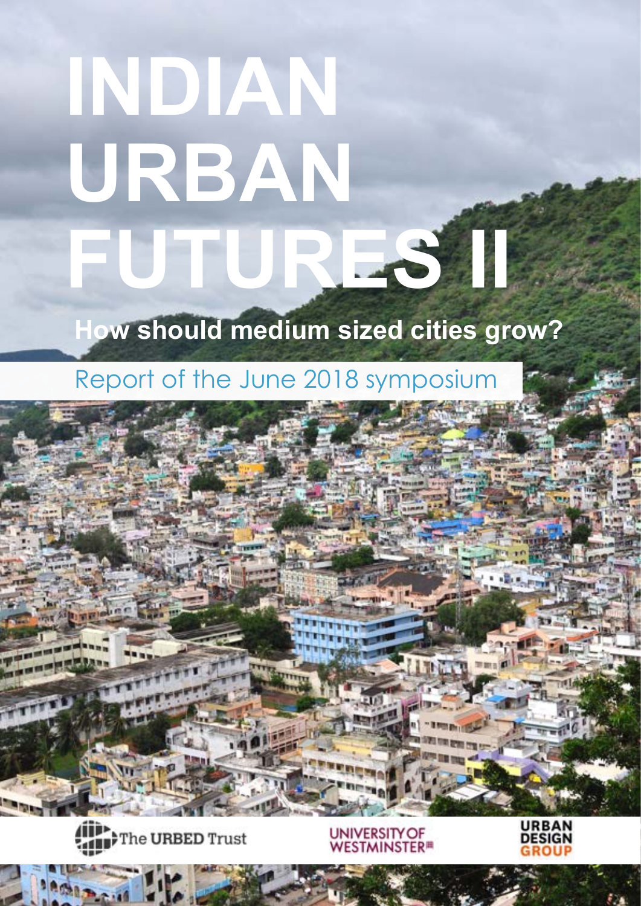# INDIAN URBAN FUTURES II

## How should medium sized cities grow?

Report of the June 2018 symposium

The URBED Trust

UNIVERSITY OF WESTMINSTER

URBAN DESIGN GROUP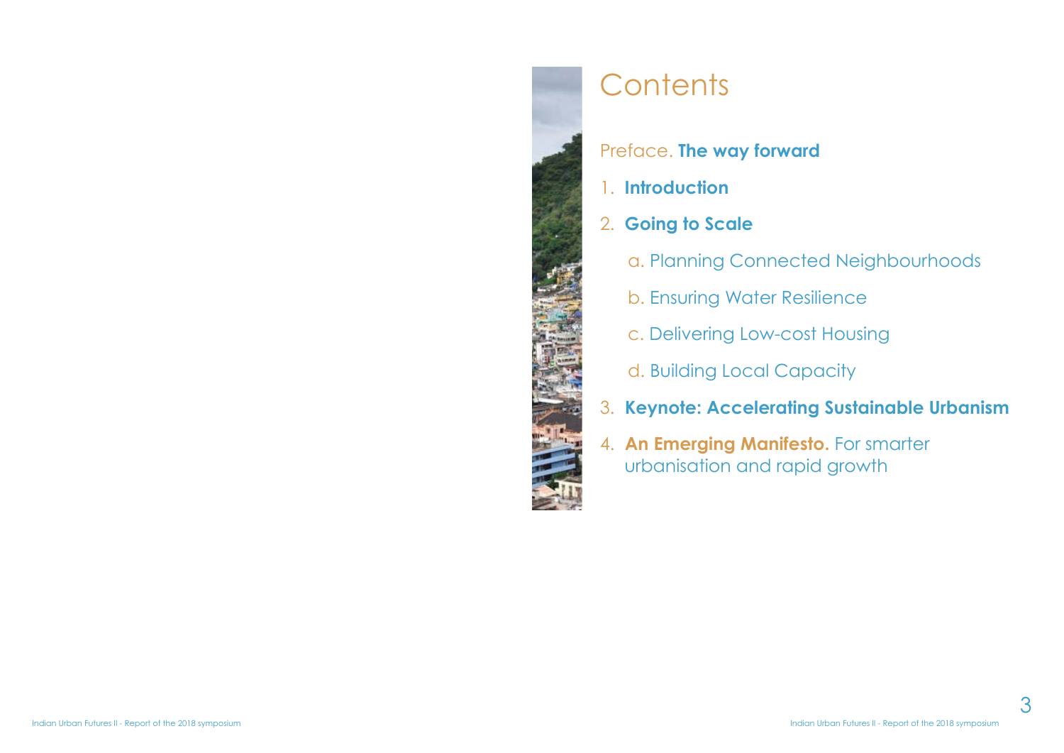# Contents

Preface. **The way forward**

1. **Introduction**
2. **Going to Scale**
   - a. Planning Connected Neighbourhoods
   - b. Ensuring Water Resilience
   - c. Delivering Low-cost Housing
   - d. Building Local Capacity
3. **Keynote: Accelerating Sustainable Urbanism**
4. **An Emerging Manifesto.** For smarter urbanisation and rapid growth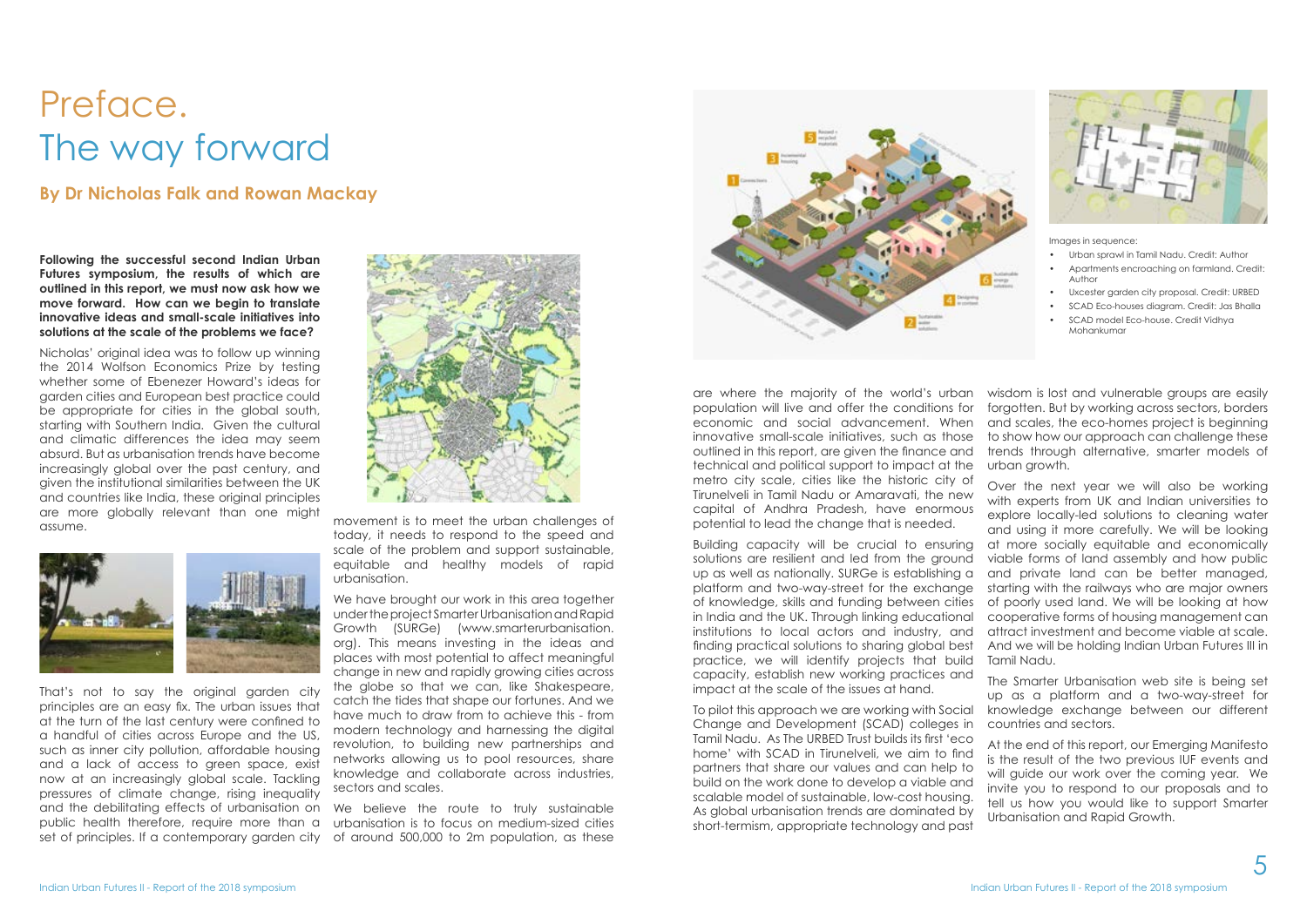# Preface.
# The way forward

### By Dr Nicholas Falk and Rowan Mackay

**Following the successful second Indian Urban Futures symposium, the results of which are outlined in this report, we must now ask how we move forward. How can we begin to translate innovative ideas and small-scale initiatives into solutions at the scale of the problems we face?**

Nicholas' original idea was to follow up winning the 2014 Wolfson Economics Prize by testing whether some of Ebenezer Howard's ideas for garden cities and European best practice could be appropriate for cities in the global south, starting with Southern India. Given the cultural and climatic differences the idea may seem absurd. But as urbanisation trends have become increasingly global over the past century, and given the institutional similarities between the UK and countries like India, these original principles are more globally relevant than one might assume.

That's not to say the original garden city principles are an easy fix. The urban issues that at the turn of the last century were confined to a handful of cities across Europe and the US, such as inner city pollution, affordable housing and a lack of access to green space, exist now at an increasingly global scale. Tackling pressures of climate change, rising inequality and the debilitating effects of urbanisation on public health therefore, require more than a set of principles. If a contemporary garden city movement is to meet the urban challenges of today, it needs to respond to the speed and scale of the problem and support sustainable, equitable and healthy models of rapid urbanisation.

We have brought our work in this area together under the project Smarter Urbanisation and Rapid Growth (SURGe) (www.smarterurbanisation.org). This means investing in the ideas and places with most potential to affect meaningful change in new and rapidly growing cities across the globe so that we can, like Shakespeare, catch the tides that shape our fortunes. And we have much to draw from to achieve this - from modern technology and harnessing the digital revolution, to building new partnerships and networks allowing us to pool resources, share knowledge and collaborate across industries, sectors and scales.

We believe the route to truly sustainable urbanisation is to focus on medium-sized cities of around 500,000 to 2m population, as these are where the majority of the world's urban population will live and offer the conditions for economic and social advancement. When innovative small-scale initiatives, such as those outlined in this report, are given the finance and technical and political support to impact at the metro city scale, cities like the historic city of Tirunelveli in Tamil Nadu or Amaravati, the new capital of Andhra Pradesh, have enormous potential to lead the change that is needed.

Building capacity will be crucial to ensuring solutions are resilient and led from the ground up as well as nationally. SURGe is establishing a platform and two-way-street for the exchange of knowledge, skills and funding between cities in India and the UK. Through linking educational institutions to local actors and industry, and finding practical solutions to sharing global best practice, we will identify projects that build capacity, establish new working practices and impact at the scale of the issues at hand.

To pilot this approach we are working with Social Change and Development (SCAD) colleges in Tamil Nadu. As The URBED Trust builds its first 'eco home' with SCAD in Tirunelveli, we aim to find partners that share our values and can help to build on the work done to develop a viable and scalable model of sustainable, low-cost housing. As global urbanisation trends are dominated by short-termism, appropriate technology and past wisdom is lost and vulnerable groups are easily forgotten. But by working across sectors, borders and scales, the eco-homes project is beginning to show how our approach can challenge these trends through alternative, smarter models of urban growth.

Over the next year we will also be working with experts from UK and Indian universities to explore locally-led solutions to cleaning water and using it more carefully. We will be looking at more socially equitable and economically viable forms of land assembly and how public and private land can be better managed, starting with the railways who are major owners of poorly used land. We will be looking at how cooperative forms of housing management can attract investment and become viable at scale. And we will be holding Indian Urban Futures III in Tamil Nadu.

The Smarter Urbanisation web site is being set up as a platform and a two-way-street for knowledge exchange between our different countries and sectors.

At the end of this report, our Emerging Manifesto is the result of the two previous IUF events and will guide our work over the coming year. We invite you to respond to our proposals and to tell us how you would like to support Smarter Urbanisation and Rapid Growth.

Images in sequence:

- Urban sprawl in Tamil Nadu. Credit: Author
- Apartments encroaching on farmland. Credit: Author
- Uxcester garden city proposal. Credit: URBED
- SCAD Eco-houses diagram. Credit: Jas Bhalla
- SCAD model Eco-house. Credit Vidhya Mohankumar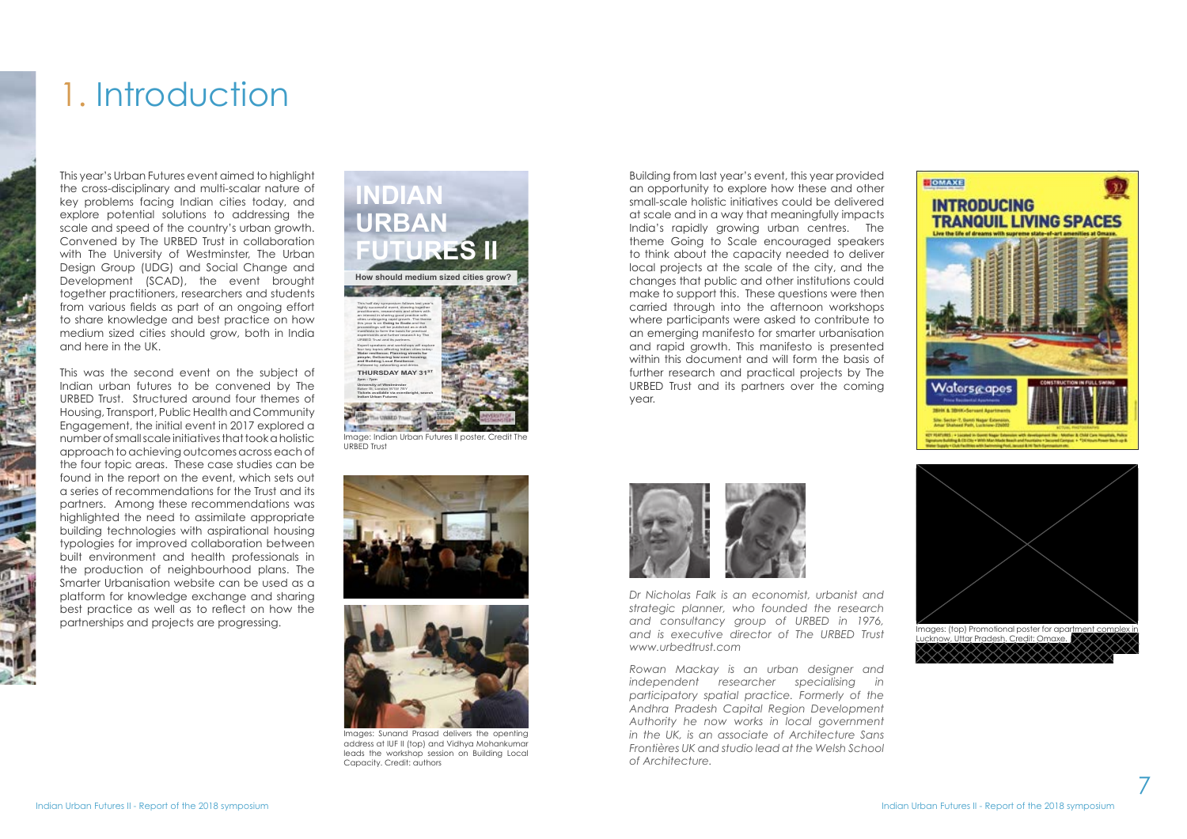# 1. Introduction

This year's Urban Futures event aimed to highlight the cross-disciplinary and multi-scalar nature of key problems facing Indian cities today, and explore potential solutions to addressing the scale and speed of the country's urban growth. Convened by The URBED Trust in collaboration with The University of Westminster, The Urban Design Group (UDG) and Social Change and Development (SCAD), the event brought together practitioners, researchers and students from various fields as part of an ongoing effort to share knowledge and best practice on how medium sized cities should grow, both in India and here in the UK.

This was the second event on the subject of Indian urban futures to be convened by The URBED Trust. Structured around four themes of Housing, Transport, Public Health and Community Engagement, the initial event in 2017 explored a number of small scale initiatives that took a holistic approach to achieving outcomes across each of the four topic areas. These case studies can be found in the report on the event, which sets out a series of recommendations for the Trust and its partners. Among these recommendations was highlighted the need to assimilate appropriate building technologies with aspirational housing typologies for improved collaboration between built environment and health professionals in the production of neighbourhood plans. The Smarter Urbanisation website can be used as a platform for knowledge exchange and sharing best practice as well as to reflect on how the partnerships and projects are progressing.

Image: Indian Urban Futures II poster. Credit The URBED Trust

Images: Sunand Prasad delivers the opening address at IUF II (top) and Vidhya Mohankumar leads the workshop session on Building Local Capacity. Credit: authors

Building from last year's event, this year provided an opportunity to explore how these and other small-scale holistic initiatives could be delivered at scale and in a way that meaningfully impacts India's rapidly growing urban centres. The theme Going to Scale encouraged speakers to think about the capacity needed to deliver local projects at the scale of the city, and the changes that public and other institutions could make to support this. These questions were then carried through into the afternoon workshops where participants were asked to contribute to an emerging manifesto for smarter urbanisation and rapid growth. This manifesto is presented within this document and will form the basis of further research and practical projects by The URBED Trust and its partners over the coming year.

*Dr Nicholas Falk is an economist, urbanist and strategic planner, who founded the research and consultancy group of URBED in 1976, and is executive director of The URBED Trust www.urbedtrust.com*

*Rowan Mackay is an urban designer and independent researcher specialising in participatory spatial practice. Formerly of the Andhra Pradesh Capital Region Development Authority he now works in local government in the UK, is an associate of Architecture Sans Frontières UK and studio lead at the Welsh School of Architecture.*

Images: (top) Promotional poster for apartment complex in Lucknow, Uttar Pradesh. Credit: Omaxe.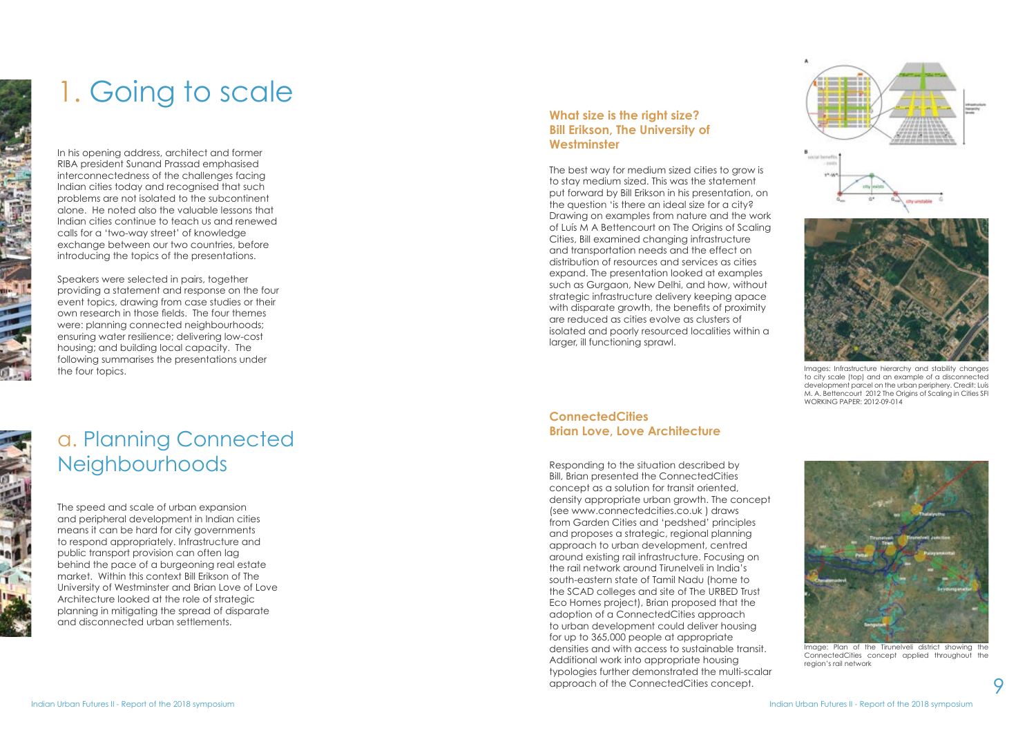# 1. Going to scale

In his opening address, architect and former RIBA president Sunand Prassad emphasised interconnectedness of the challenges facing Indian cities today and recognised that such problems are not isolated to the subcontinent alone. He noted also the valuable lessons that Indian cities continue to teach us and renewed calls for a 'two-way street' of knowledge exchange between our two countries, before introducing the topics of the presentations.

Speakers were selected in pairs, together providing a statement and response on the four event topics, drawing from case studies or their own research in those fields. The four themes were: planning connected neighbourhoods; ensuring water resilience; delivering low-cost housing; and building local capacity. The following summarises the presentations under the four topics.

## a. Planning Connected Neighbourhoods

The speed and scale of urban expansion and peripheral development in Indian cities means it can be hard for city governments to respond appropriately. Infrastructure and public transport provision can often lag behind the pace of a burgeoning real estate market. Within this context Bill Erikson of The University of Westminster and Brian Love of Love Architecture looked at the role of strategic planning in mitigating the spread of disparate and disconnected urban settlements.

### What size is the right size? Bill Erikson, The University of Westminster

The best way for medium sized cities to grow is to stay medium sized. This was the statement put forward by Bill Erikson in his presentation, on the question 'is there an ideal size for a city? Drawing on examples from nature and the work of Luís M A Bettencourt on The Origins of Scaling Cities, Bill examined changing infrastructure and transportation needs and the effect on distribution of resources and services as cities expand. The presentation looked at examples such as Gurgaon, New Delhi, and how, without strategic infrastructure delivery keeping apace with disparate growth, the benefits of proximity are reduced as cities evolve as clusters of isolated and poorly resourced localities within a larger, ill functioning sprawl.

Images: Infrastructure hierarchy and stability changes to city scale (top) and an example of a disconnected development parcel on the urban periphery. Credit: Luís M. A. Bettencourt 2012 The Origins of Scaling in Cities SFI WORKING PAPER: 2012-09-014

### ConnectedCities Brian Love, Love Architecture

Responding to the situation described by Bill, Brian presented the ConnectedCities concept as a solution for transit oriented, density appropriate urban growth. The concept (see www.connectedcities.co.uk ) draws from Garden Cities and 'pedshed' principles and proposes a strategic, regional planning approach to urban development, centred around existing rail infrastructure. Focusing on the rail network around Tirunelveli in India's south-eastern state of Tamil Nadu (home to the SCAD colleges and site of The URBED Trust Eco Homes project), Brian proposed that the adoption of a ConnectedCities approach to urban development could deliver housing for up to 365,000 people at appropriate densities and with access to sustainable transit. Additional work into appropriate housing typologies further demonstrated the multi-scalar approach of the ConnectedCities concept.

Image: Plan of the Tirunelveli district showing the ConnectedCities concept applied throughout the region's rail network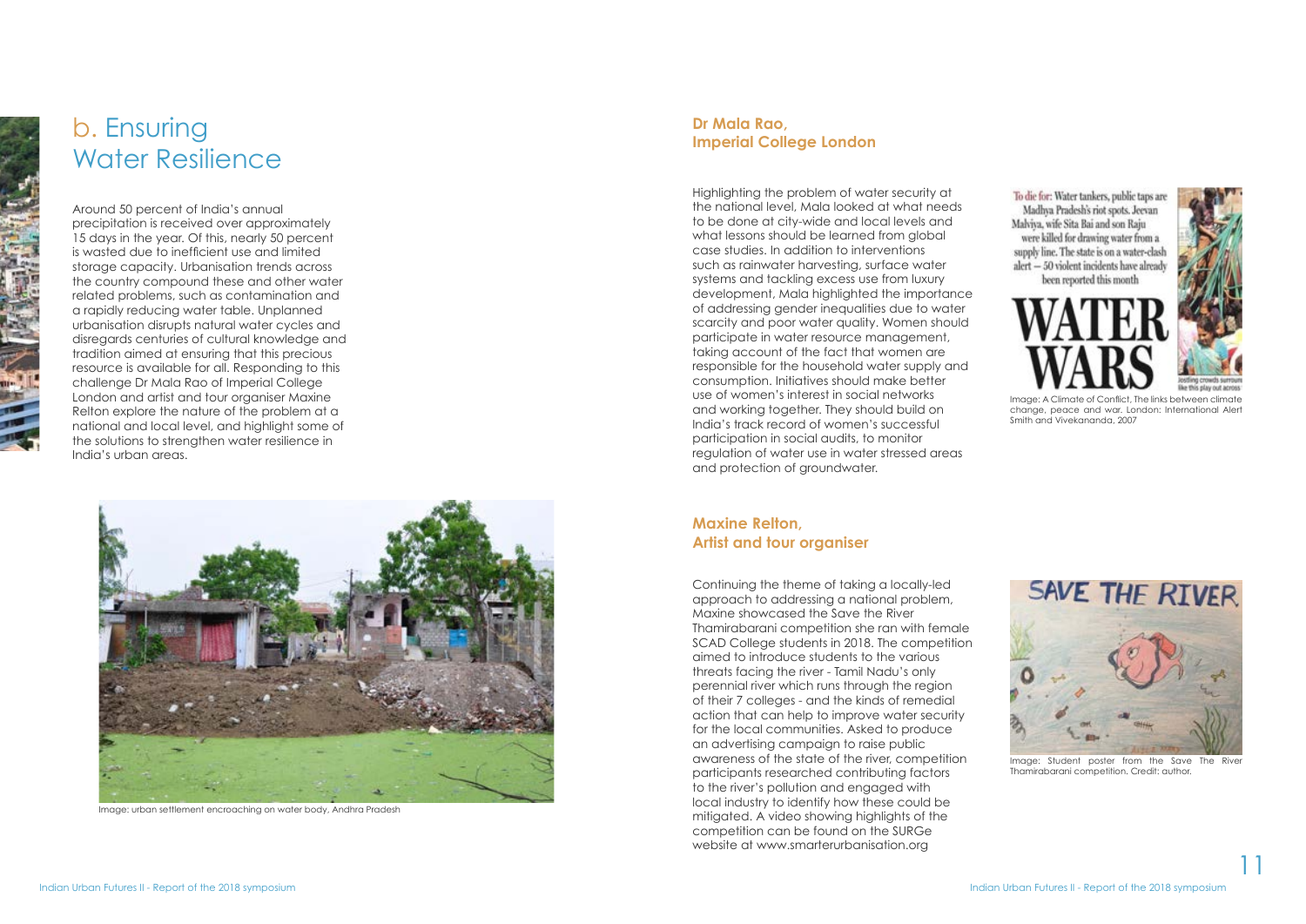# b. Ensuring Water Resilience

Around 50 percent of India's annual precipitation is received over approximately 15 days in the year. Of this, nearly 50 percent is wasted due to inefficient use and limited storage capacity. Urbanisation trends across the country compound these and other water related problems, such as contamination and a rapidly reducing water table. Unplanned urbanisation disrupts natural water cycles and disregards centuries of cultural knowledge and tradition aimed at ensuring that this precious resource is available for all. Responding to this challenge Dr Mala Rao of Imperial College London and artist and tour organiser Maxine Relton explore the nature of the problem at a national and local level, and highlight some of the solutions to strengthen water resilience in India's urban areas.

Image: urban settlement encroaching on water body, Andhra Pradesh

## Dr Mala Rao, Imperial College London

Highlighting the problem of water security at the national level, Mala looked at what needs to be done at city-wide and local levels and what lessons should be learned from global case studies. In addition to interventions such as rainwater harvesting, surface water systems and tackling excess use from luxury development, Mala highlighted the importance of addressing gender inequalities due to water scarcity and poor water quality. Women should participate in water resource management, taking account of the fact that women are responsible for the household water supply and consumption. Initiatives should make better use of women's interest in social networks and working together. They should build on India's track record of women's successful participation in social audits, to monitor regulation of water use in water stressed areas and protection of groundwater.

Image: A Climate of Conflict, The links between climate change, peace and war. London: International Alert Smith and Vivekananda, 2007

## Maxine Relton, Artist and tour organiser

Continuing the theme of taking a locally-led approach to addressing a national problem, Maxine showcased the Save the River Thamirabarani competition she ran with female SCAD College students in 2018. The competition aimed to introduce students to the various threats facing the river - Tamil Nadu's only perennial river which runs through the region of their 7 colleges - and the kinds of remedial action that can help to improve water security for the local communities. Asked to produce an advertising campaign to raise public awareness of the state of the river, competition participants researched contributing factors to the river's pollution and engaged with local industry to identify how these could be mitigated. A video showing highlights of the competition can be found on the SURGe website at www.smarterurbanisation.org

Image: Student poster from the Save The River Thamirabarani competition. Credit: author.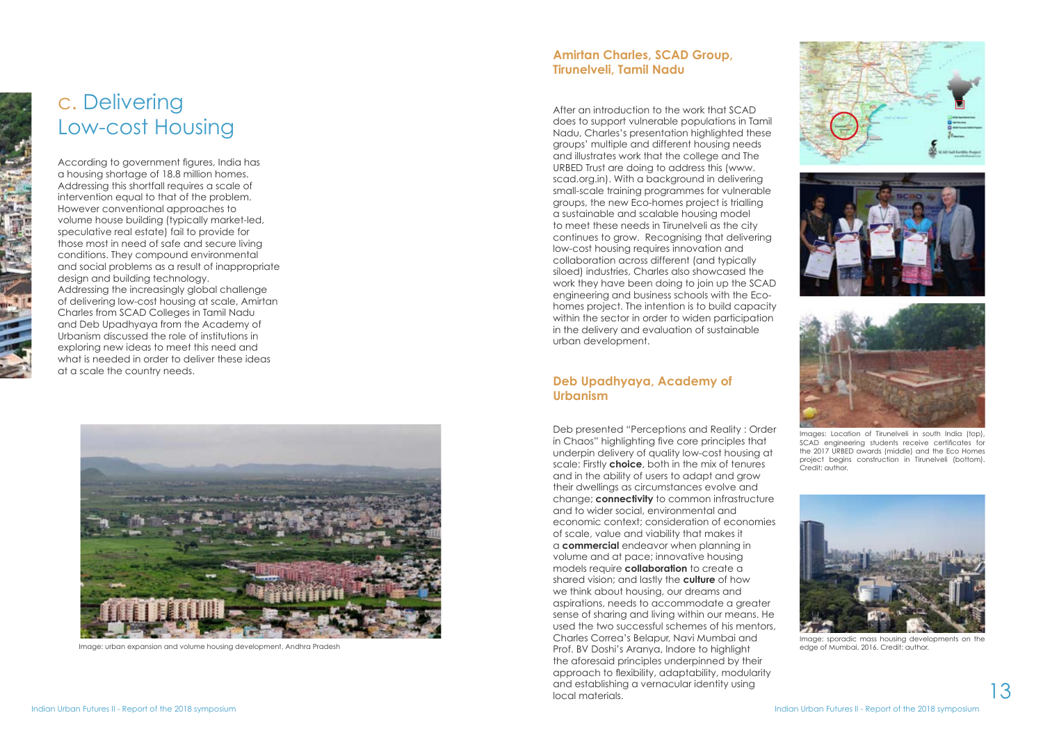## c. Delivering Low-cost Housing

According to government figures, India has a housing shortage of 18.8 million homes. Addressing this shortfall requires a scale of intervention equal to that of the problem. However conventional approaches to volume house building (typically market-led, speculative real estate) fail to provide for those most in need of safe and secure living conditions. They compound environmental and social problems as a result of inappropriate design and building technology.
Addressing the increasingly global challenge of delivering low-cost housing at scale, Amirtan Charles from SCAD Colleges in Tamil Nadu and Deb Upadhyaya from the Academy of Urbanism discussed the role of institutions in exploring new ideas to meet this need and what is needed in order to deliver these ideas at a scale the country needs.

Image: urban expansion and volume housing development, Andhra Pradesh

### Amirtan Charles, SCAD Group, Tirunelveli, Tamil Nadu

After an introduction to the work that SCAD does to support vulnerable populations in Tamil Nadu, Charles's presentation highlighted these groups' multiple and different housing needs and illustrates work that the college and The URBED Trust are doing to address this (www.scad.org.in). With a background in delivering small-scale training programmes for vulnerable groups, the new Eco-homes project is trialling a sustainable and scalable housing model to meet these needs in Tirunelveli as the city continues to grow. Recognising that delivering low-cost housing requires innovation and collaboration across different (and typically siloed) industries, Charles also showcased the work they have been doing to join up the SCAD engineering and business schools with the Eco-homes project. The intention is to build capacity within the sector in order to widen participation in the delivery and evaluation of sustainable urban development.

Images: Location of Tirunelveli in south India (top), SCAD engineering students receive certificates for the 2017 URBED awards (middle) and the Eco Homes project begins construction in Tirunelveli (bottom). Credit: author.

### Deb Upadhyaya, Academy of Urbanism

Deb presented "Perceptions and Reality : Order in Chaos" highlighting five core principles that underpin delivery of quality low-cost housing at scale: Firstly **choice**, both in the mix of tenures and in the ability of users to adapt and grow their dwellings as circumstances evolve and change; **connectivity** to common infrastructure and to wider social, environmental and economic context; consideration of economies of scale, value and viability that makes it a **commercial** endeavor when planning in volume and at pace; innovative housing models require **collaboration** to create a shared vision; and lastly the **culture** of how we think about housing, our dreams and aspirations, needs to accommodate a greater sense of sharing and living within our means. He used the two successful schemes of his mentors, Charles Correa's Belapur, Navi Mumbai and Prof. BV Doshi's Aranya, Indore to highlight the aforesaid principles underpinned by their approach to flexibility, adaptability, modularity and establishing a vernacular identity using local materials.

Image: sporadic mass housing developments on the edge of Mumbai, 2016. Credit: author.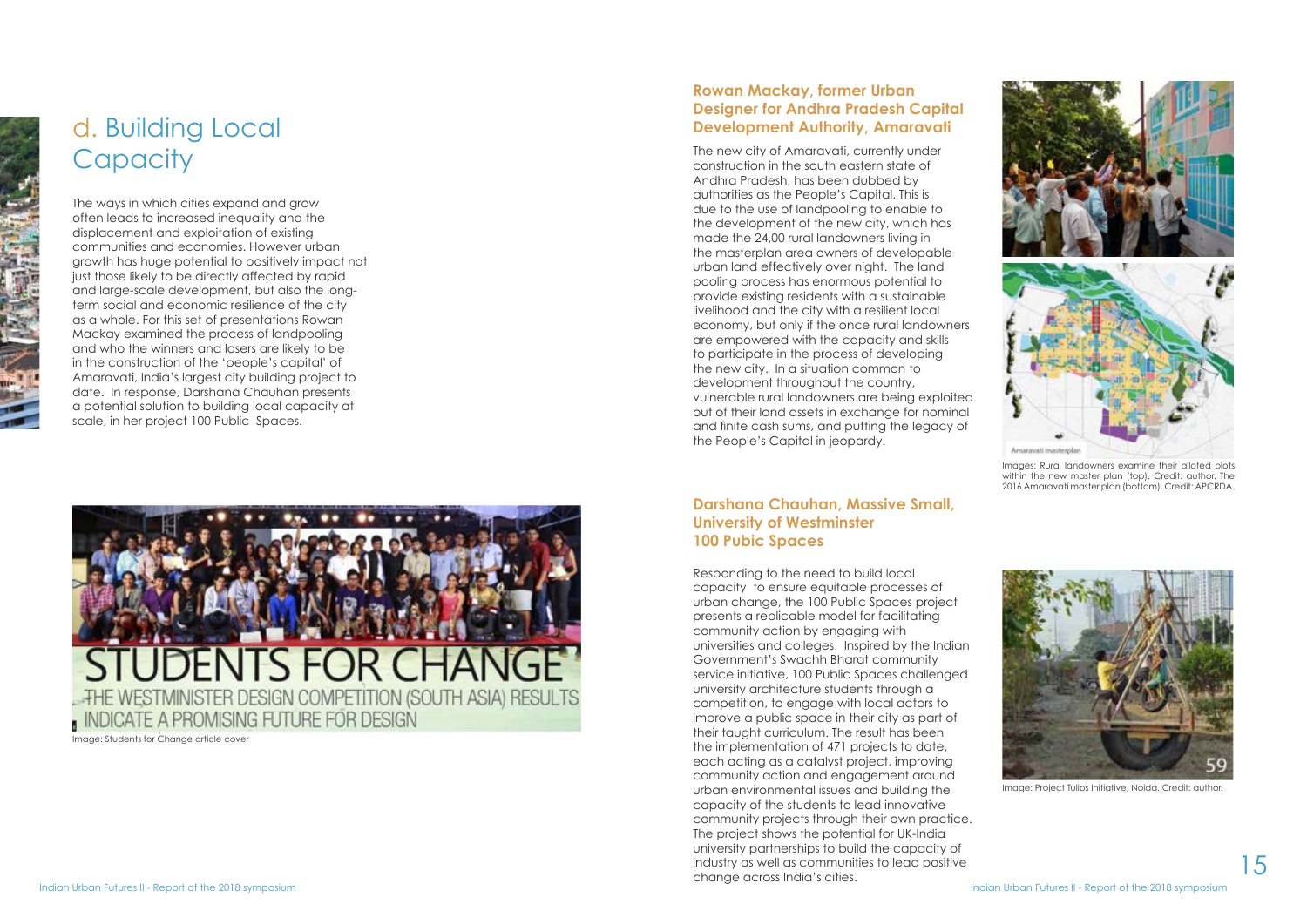# d. Building Local Capacity

The ways in which cities expand and grow often leads to increased inequality and the displacement and exploitation of existing communities and economies. However urban growth has huge potential to positively impact not just those likely to be directly affected by rapid and large-scale development, but also the long-term social and economic resilience of the city as a whole. For this set of presentations Rowan Mackay examined the process of landpooling and who the winners and losers are likely to be in the construction of the 'people's capital' of Amaravati, India's largest city building project to date. In response, Darshana Chauhan presents a potential solution to building local capacity at scale, in her project 100 Public Spaces.

Image: Students for Change article cover

### Rowan Mackay, former Urban Designer for Andhra Pradesh Capital Development Authority, Amaravati

The new city of Amaravati, currently under construction in the south eastern state of Andhra Pradesh, has been dubbed by authorities as the People's Capital. This is due to the use of landpooling to enable to the development of the new city, which has made the 24,00 rural landowners living in the masterplan area owners of developable urban land effectively over night. The land pooling process has enormous potential to provide existing residents with a sustainable livelihood and the city with a resilient local economy, but only if the once rural landowners are empowered with the capacity and skills to participate in the process of developing the new city. In a situation common to development throughout the country, vulnerable rural landowners are being exploited out of their land assets in exchange for nominal and finite cash sums, and putting the legacy of the People's Capital in jeopardy.

Images: Rural landowners examine their alloted plots within the new master plan (top). Credit: author. The 2016 Amaravati master plan (bottom). Credit: APCRDA.

### Darshana Chauhan, Massive Small, University of Westminster 100 Pubic Spaces

Responding to the need to build local capacity to ensure equitable processes of urban change, the 100 Public Spaces project presents a replicable model for facilitating community action by engaging with universities and colleges. Inspired by the Indian Government's Swachh Bharat community service initiative, 100 Public Spaces challenged university architecture students through a competition, to engage with local actors to improve a public space in their city as part of their taught curriculum. The result has been the implementation of 471 projects to date, each acting as a catalyst project, improving community action and engagement around urban environmental issues and building the capacity of the students to lead innovative community projects through their own practice. The project shows the potential for UK-India university partnerships to build the capacity of industry as well as communities to lead positive change across India's cities.

Image: Project Tulips Initiative, Noida. Credit: author.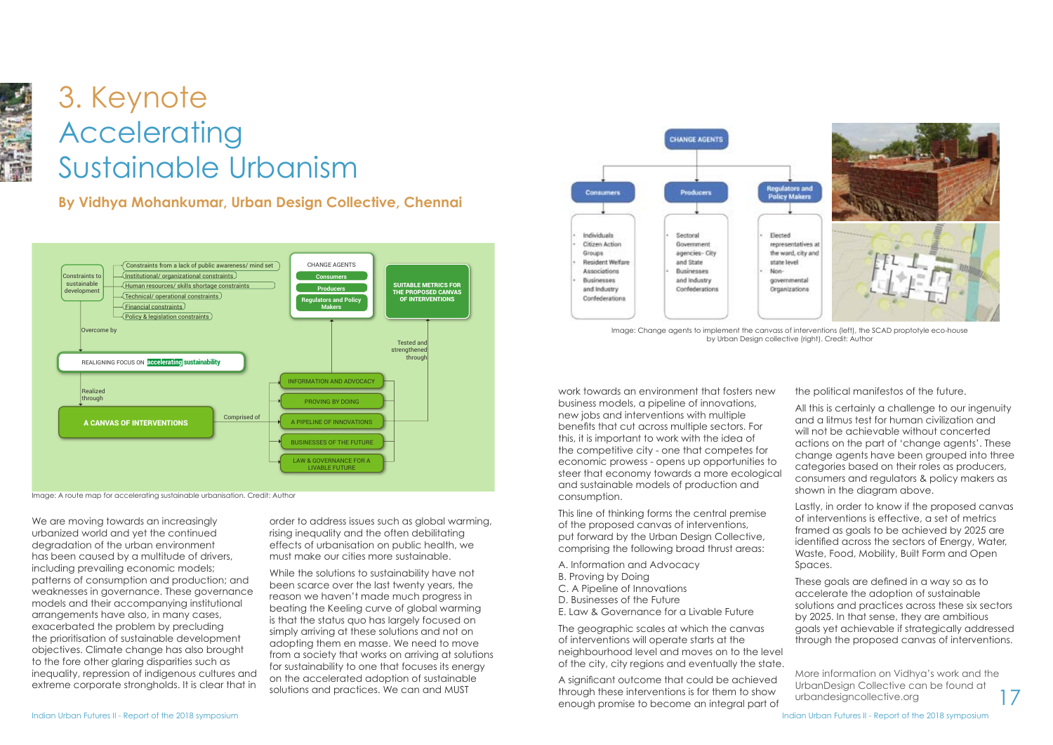# 3. Keynote Accelerating Sustainable Urbanism

**By Vidhya Mohankumar, Urban Design Collective, Chennai**

Image: A route map for accelerating sustainable urbanisation. Credit: Author

We are moving towards an increasingly urbanized world and yet the continued degradation of the urban environment has been caused by a multitude of drivers, including prevailing economic models; patterns of consumption and production; and weaknesses in governance. These governance models and their accompanying institutional arrangements have also, in many cases, exacerbated the problem by precluding the prioritisation of sustainable development objectives. Climate change has also brought to the fore other glaring disparities such as inequality, repression of indigenous cultures and extreme corporate strongholds. It is clear that in order to address issues such as global warming, rising inequality and the often debilitating effects of urbanisation on public health, we must make our cities more sustainable.

While the solutions to sustainability have not been scarce over the last twenty years, the reason we haven't made much progress in beating the Keeling curve of global warming is that the status quo has largely focused on simply arriving at these solutions and not on adopting them en masse. We need to move from a society that works on arriving at solutions for sustainability to one that focuses its energy on the accelerated adoption of sustainable solutions and practices. We can and MUST work towards an environment that fosters new business models, a pipeline of innovations, new jobs and interventions with multiple benefits that cut across multiple sectors. For this, it is important to work with the idea of the competitive city - one that competes for economic prowess - opens up opportunities to steer that economy towards a more ecological and sustainable models of production and consumption.

This line of thinking forms the central premise of the proposed canvas of interventions, put forward by the Urban Design Collective, comprising the following broad thrust areas:

A. Information and Advocacy
B. Proving by Doing
C. A Pipeline of Innovations
D. Businesses of the Future
E. Law & Governance for a Livable Future

The geographic scales at which the canvas of interventions will operate starts at the neighbourhood level and moves on to the level of the city, city regions and eventually the state.

A significant outcome that could be achieved through these interventions is for them to show enough promise to become an integral part of the political manifestos of the future.

All this is certainly a challenge to our ingenuity and a litmus test for human civilization and will not be achievable without concerted actions on the part of 'change agents'. These change agents have been grouped into three categories based on their roles as producers, consumers and regulators & policy makers as shown in the diagram above.

Lastly, in order to know if the proposed canvas of interventions is effective, a set of metrics framed as goals to be achieved by 2025 are identified across the sectors of Energy, Water, Waste, Food, Mobility, Built Form and Open Spaces.

These goals are defined in a way so as to accelerate the adoption of sustainable solutions and practices across these six sectors by 2025. In that sense, they are ambitious goals yet achievable if strategically addressed through the proposed canvas of interventions.

Image: Change agents to implement the canvas of interventions (left), the SCAD proptotyle eco-house by Urban Design collective (right). Credit: Author

More information on Vidhya's work and the UrbanDesign Collective can be found at urbandesigncollective.org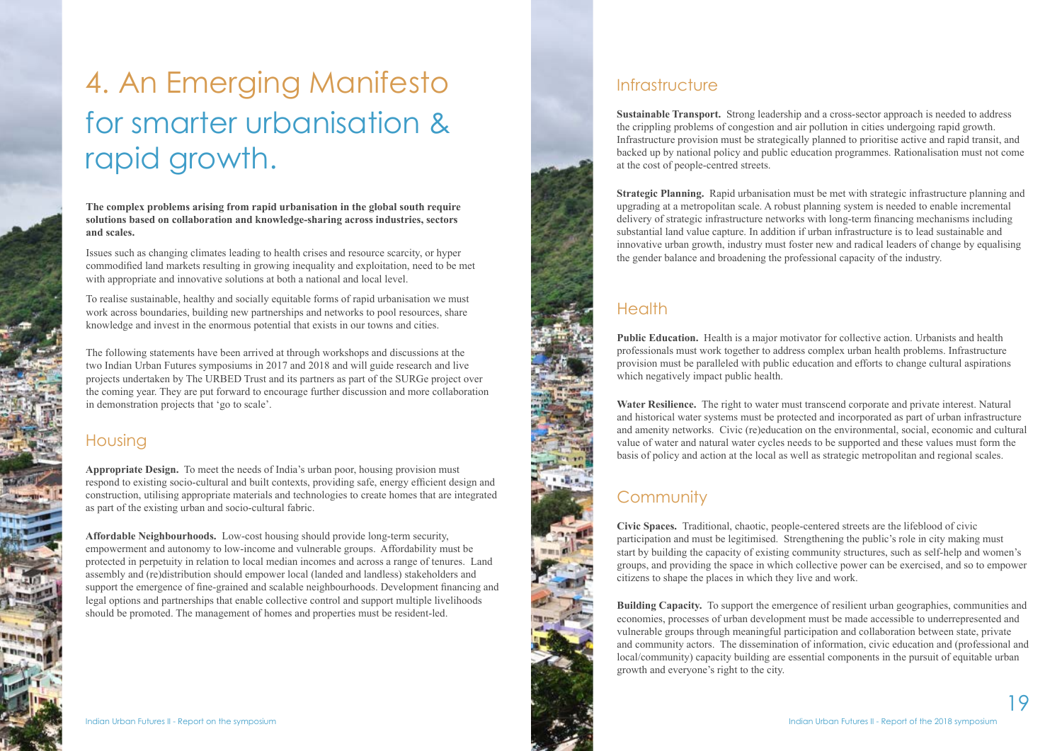# 4. An Emerging Manifesto for smarter urbanisation & rapid growth.

**The complex problems arising from rapid urbanisation in the global south require solutions based on collaboration and knowledge-sharing across industries, sectors and scales.**

Issues such as changing climates leading to health crises and resource scarcity, or hyper commodified land markets resulting in growing inequality and exploitation, need to be met with appropriate and innovative solutions at both a national and local level.

To realise sustainable, healthy and socially equitable forms of rapid urbanisation we must work across boundaries, building new partnerships and networks to pool resources, share knowledge and invest in the enormous potential that exists in our towns and cities.

The following statements have been arrived at through workshops and discussions at the two Indian Urban Futures symposiums in 2017 and 2018 and will guide research and live projects undertaken by The URBED Trust and its partners as part of the SURGe project over the coming year. They are put forward to encourage further discussion and more collaboration in demonstration projects that 'go to scale'.

## Housing

**Appropriate Design.** To meet the needs of India's urban poor, housing provision must respond to existing socio-cultural and built contexts, providing safe, energy efficient design and construction, utilising appropriate materials and technologies to create homes that are integrated as part of the existing urban and socio-cultural fabric.

**Affordable Neighbourhoods.** Low-cost housing should provide long-term security, empowerment and autonomy to low-income and vulnerable groups. Affordability must be protected in perpetuity in relation to local median incomes and across a range of tenures. Land assembly and (re)distribution should empower local (landed and landless) stakeholders and support the emergence of fine-grained and scalable neighbourhoods. Development financing and legal options and partnerships that enable collective control and support multiple livelihoods should be promoted. The management of homes and properties must be resident-led.

## Infrastructure

**Sustainable Transport.** Strong leadership and a cross-sector approach is needed to address the crippling problems of congestion and air pollution in cities undergoing rapid growth. Infrastructure provision must be strategically planned to prioritise active and rapid transit, and backed up by national policy and public education programmes. Rationalisation must not come at the cost of people-centred streets.

**Strategic Planning.** Rapid urbanisation must be met with strategic infrastructure planning and upgrading at a metropolitan scale. A robust planning system is needed to enable incremental delivery of strategic infrastructure networks with long-term financing mechanisms including substantial land value capture. In addition if urban infrastructure is to lead sustainable and innovative urban growth, industry must foster new and radical leaders of change by equalising the gender balance and broadening the professional capacity of the industry.

## Health

**Public Education.** Health is a major motivator for collective action. Urbanists and health professionals must work together to address complex urban health problems. Infrastructure provision must be paralleled with public education and efforts to change cultural aspirations which negatively impact public health.

**Water Resilience.** The right to water must transcend corporate and private interest. Natural and historical water systems must be protected and incorporated as part of urban infrastructure and amenity networks. Civic (re)education on the environmental, social, economic and cultural value of water and natural water cycles needs to be supported and these values must form the basis of policy and action at the local as well as strategic metropolitan and regional scales.

## Community

**Civic Spaces.** Traditional, chaotic, people-centered streets are the lifeblood of civic participation and must be legitimised. Strengthening the public's role in city making must start by building the capacity of existing community structures, such as self-help and women's groups, and providing the space in which collective power can be exercised, and so to empower citizens to shape the places in which they live and work.

**Building Capacity.** To support the emergence of resilient urban geographies, communities and economies, processes of urban development must be made accessible to underrepresented and vulnerable groups through meaningful participation and collaboration between state, private and community actors. The dissemination of information, civic education and (professional and local/community) capacity building are essential components in the pursuit of equitable urban growth and everyone's right to the city.